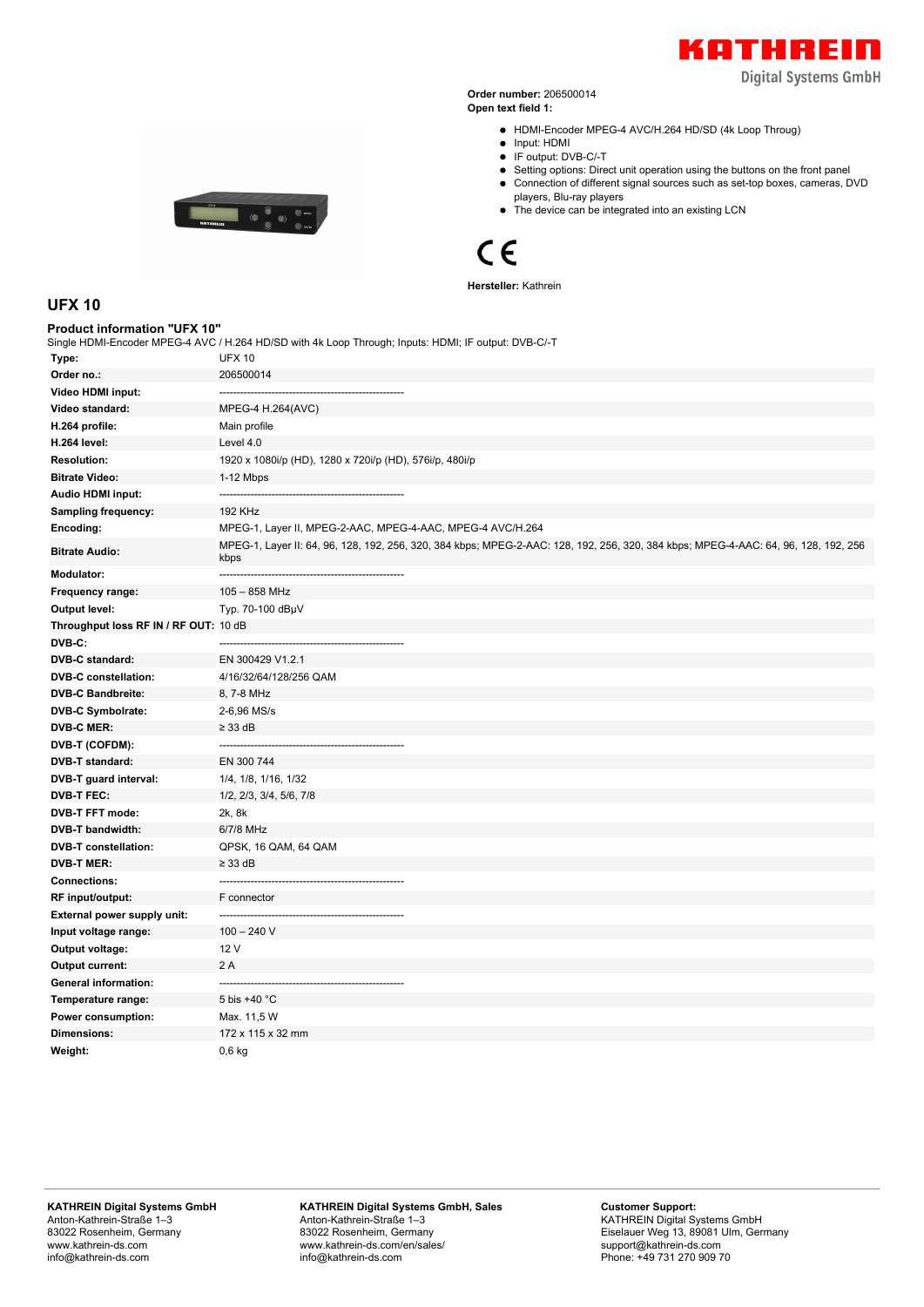**Order number:** 206500014
**Open text field 1:**

- HDMI-Encoder MPEG-4 AVC/H.264 HD/SD (4k Loop Throug)
- Input: HDMI
- IF output: DVB-C/-T
- Setting options: Direct unit operation using the buttons on the front panel
- Connection of different signal sources such as set-top boxes, cameras, DVD players, Blu-ray players
- The device can be integrated into an existing LCN

CE

**Hersteller:** Kathrein

## UFX 10

### Product information "UFX 10"

Single HDMI-Encoder MPEG-4 AVC / H.264 HD/SD with 4k Loop Through; Inputs: HDMI; IF output: DVB-C/-T

| | |
|---|---|
| **Type:** | UFX 10 |
| **Order no.:** | 206500014 |
| **Video HDMI input:** | ------------------------------------------------------- |
| **Video standard:** | MPEG-4 H.264(AVC) |
| **H.264 profile:** | Main profile |
| **H.264 level:** | Level 4.0 |
| **Resolution:** | 1920 x 1080i/p (HD), 1280 x 720i/p (HD), 576i/p, 480i/p |
| **Bitrate Video:** | 1-12 Mbps |
| **Audio HDMI input:** | ------------------------------------------------------- |
| **Sampling frequency:** | 192 KHz |
| **Encoding:** | MPEG-1, Layer II, MPEG-2-AAC, MPEG-4-AAC, MPEG-4 AVC/H.264 |
| **Bitrate Audio:** | MPEG-1, Layer II: 64, 96, 128, 192, 256, 320, 384 kbps; MPEG-2-AAC: 128, 192, 256, 320, 384 kbps; MPEG-4-AAC: 64, 96, 128, 192, 256 kbps |
| **Modulator:** | ------------------------------------------------------- |
| **Frequency range:** | 105 – 858 MHz |
| **Output level:** | Typ. 70-100 dBµV |
| **Throughput loss RF IN / RF OUT:** | 10 dB |
| **DVB-C:** | ------------------------------------------------------- |
| **DVB-C standard:** | EN 300429 V1.2.1 |
| **DVB-C constellation:** | 4/16/32/64/128/256 QAM |
| **DVB-C Bandbreite:** | 8, 7-8 MHz |
| **DVB-C Symbolrate:** | 2-6,96 MS/s |
| **DVB-C MER:** | ≥ 33 dB |
| **DVB-T (COFDM):** | ------------------------------------------------------- |
| **DVB-T standard:** | EN 300 744 |
| **DVB-T guard interval:** | 1/4, 1/8, 1/16, 1/32 |
| **DVB-T FEC:** | 1/2, 2/3, 3/4, 5/6, 7/8 |
| **DVB-T FFT mode:** | 2k, 8k |
| **DVB-T bandwidth:** | 6/7/8 MHz |
| **DVB-T constellation:** | QPSK, 16 QAM, 64 QAM |
| **DVB-T MER:** | ≥ 33 dB |
| **Connections:** | ------------------------------------------------------- |
| **RF input/output:** | F connector |
| **External power supply unit:** | ------------------------------------------------------- |
| **Input voltage range:** | 100 – 240 V |
| **Output voltage:** | 12 V |
| **Output current:** | 2 A |
| **General information:** | ------------------------------------------------------- |
| **Temperature range:** | 5 bis +40 °C |
| **Power consumption:** | Max. 11,5 W |
| **Dimensions:** | 172 x 115 x 32 mm |
| **Weight:** | 0,6 kg |

**KATHREIN Digital Systems GmbH**
Anton-Kathrein-Straße 1–3
83022 Rosenheim, Germany
www.kathrein-ds.com
info@kathrein-ds.com

**KATHREIN Digital Systems GmbH, Sales**
Anton-Kathrein-Straße 1–3
83022 Rosenheim, Germany
www.kathrein-ds.com/en/sales/
info@kathrein-ds.com

**Customer Support:**
KATHREIN Digital Systems GmbH
Eiselauer Weg 13, 89081 Ulm, Germany
support@kathrein-ds.com
Phone: +49 731 270 909 70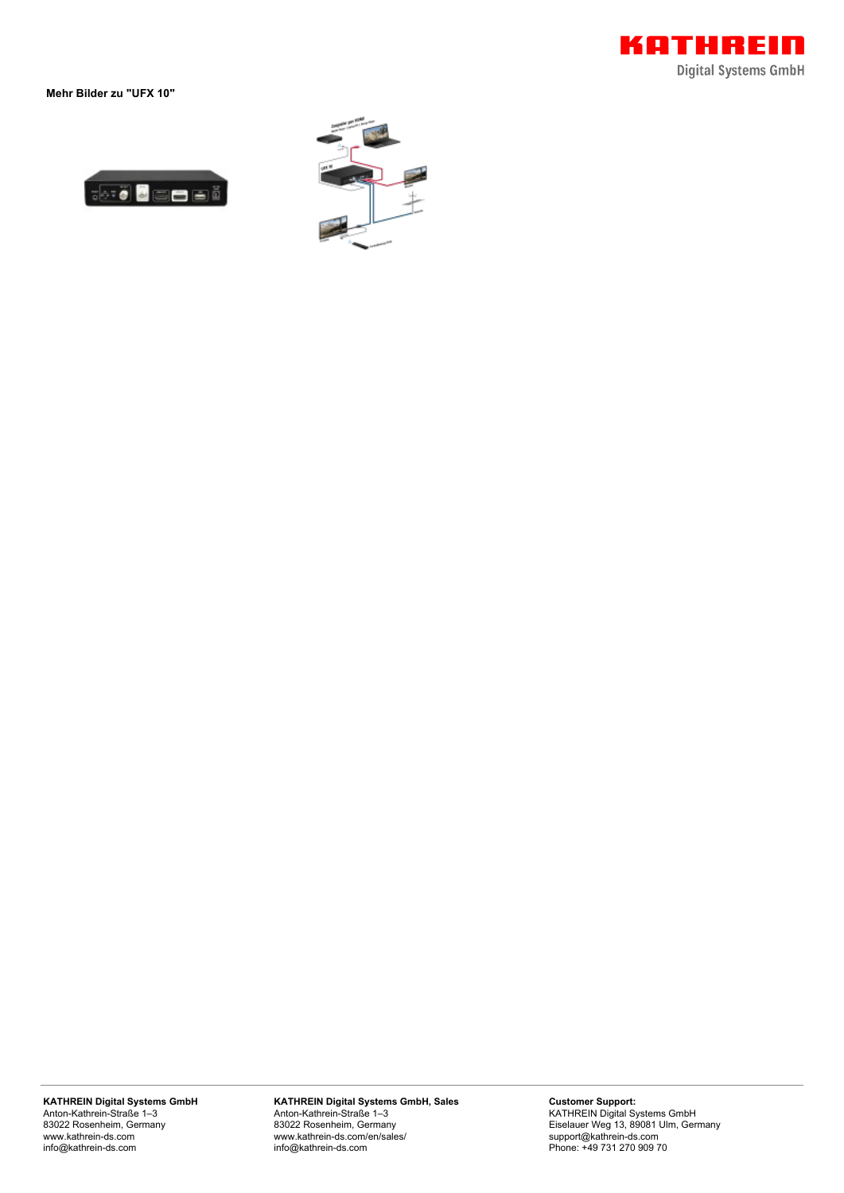**Mehr Bilder zu "UFX 10"**

**KATHREIN Digital Systems GmbH**
Anton-Kathrein-Straße 1–3
83022 Rosenheim, Germany
www.kathrein-ds.com
info@kathrein-ds.com

**KATHREIN Digital Systems GmbH, Sales**
Anton-Kathrein-Straße 1–3
83022 Rosenheim, Germany
www.kathrein-ds.com/en/sales/
info@kathrein-ds.com

**Customer Support:**
KATHREIN Digital Systems GmbH
Eiselauer Weg 13, 89081 Ulm, Germany
support@kathrein-ds.com
Phone: +49 731 270 909 70